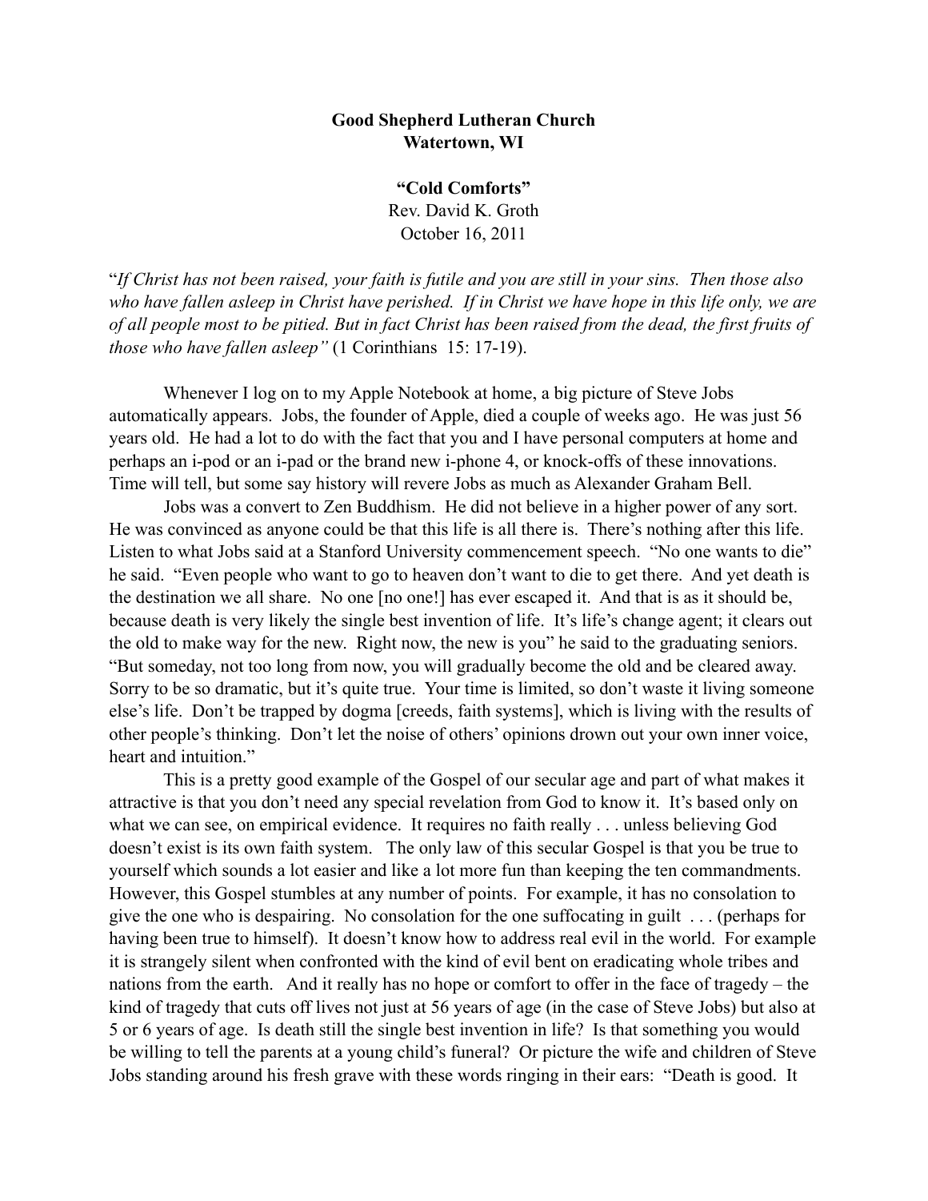**Good Shepherd Lutheran Church**
**Watertown, WI**

**"Cold Comforts"**
Rev. David K. Groth
October 16, 2011

"*If Christ has not been raised, your faith is futile and you are still in your sins. Then those also who have fallen asleep in Christ have perished. If in Christ we have hope in this life only, we are of all people most to be pitied. But in fact Christ has been raised from the dead, the first fruits of those who have fallen asleep"* (1 Corinthians 15: 17-19).

Whenever I log on to my Apple Notebook at home, a big picture of Steve Jobs automatically appears. Jobs, the founder of Apple, died a couple of weeks ago. He was just 56 years old. He had a lot to do with the fact that you and I have personal computers at home and perhaps an i-pod or an i-pad or the brand new i-phone 4, or knock-offs of these innovations. Time will tell, but some say history will revere Jobs as much as Alexander Graham Bell.

Jobs was a convert to Zen Buddhism. He did not believe in a higher power of any sort. He was convinced as anyone could be that this life is all there is. There's nothing after this life. Listen to what Jobs said at a Stanford University commencement speech. "No one wants to die" he said. "Even people who want to go to heaven don't want to die to get there. And yet death is the destination we all share. No one [no one!] has ever escaped it. And that is as it should be, because death is very likely the single best invention of life. It's life's change agent; it clears out the old to make way for the new. Right now, the new is you" he said to the graduating seniors. "But someday, not too long from now, you will gradually become the old and be cleared away. Sorry to be so dramatic, but it's quite true. Your time is limited, so don't waste it living someone else's life. Don't be trapped by dogma [creeds, faith systems], which is living with the results of other people's thinking. Don't let the noise of others' opinions drown out your own inner voice, heart and intuition."

This is a pretty good example of the Gospel of our secular age and part of what makes it attractive is that you don't need any special revelation from God to know it. It's based only on what we can see, on empirical evidence. It requires no faith really . . . unless believing God doesn't exist is its own faith system. The only law of this secular Gospel is that you be true to yourself which sounds a lot easier and like a lot more fun than keeping the ten commandments. However, this Gospel stumbles at any number of points. For example, it has no consolation to give the one who is despairing. No consolation for the one suffocating in guilt . . . (perhaps for having been true to himself). It doesn't know how to address real evil in the world. For example it is strangely silent when confronted with the kind of evil bent on eradicating whole tribes and nations from the earth. And it really has no hope or comfort to offer in the face of tragedy – the kind of tragedy that cuts off lives not just at 56 years of age (in the case of Steve Jobs) but also at 5 or 6 years of age. Is death still the single best invention in life? Is that something you would be willing to tell the parents at a young child's funeral? Or picture the wife and children of Steve Jobs standing around his fresh grave with these words ringing in their ears: "Death is good. It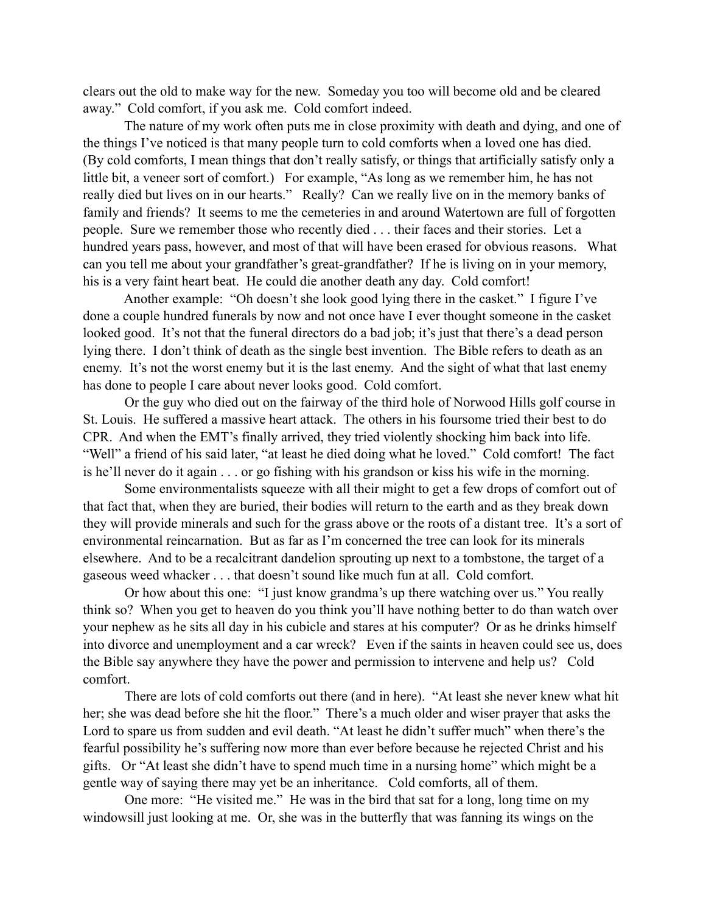clears out the old to make way for the new. Someday you too will become old and be cleared away." Cold comfort, if you ask me. Cold comfort indeed.

The nature of my work often puts me in close proximity with death and dying, and one of the things I've noticed is that many people turn to cold comforts when a loved one has died. (By cold comforts, I mean things that don't really satisfy, or things that artificially satisfy only a little bit, a veneer sort of comfort.) For example, "As long as we remember him, he has not really died but lives on in our hearts." Really? Can we really live on in the memory banks of family and friends? It seems to me the cemeteries in and around Watertown are full of forgotten people. Sure we remember those who recently died . . . their faces and their stories. Let a hundred years pass, however, and most of that will have been erased for obvious reasons. What can you tell me about your grandfather's great-grandfather? If he is living on in your memory, his is a very faint heart beat. He could die another death any day. Cold comfort!

Another example: "Oh doesn't she look good lying there in the casket." I figure I've done a couple hundred funerals by now and not once have I ever thought someone in the casket looked good. It's not that the funeral directors do a bad job; it's just that there's a dead person lying there. I don't think of death as the single best invention. The Bible refers to death as an enemy. It's not the worst enemy but it is the last enemy. And the sight of what that last enemy has done to people I care about never looks good. Cold comfort.

Or the guy who died out on the fairway of the third hole of Norwood Hills golf course in St. Louis. He suffered a massive heart attack. The others in his foursome tried their best to do CPR. And when the EMT's finally arrived, they tried violently shocking him back into life. "Well" a friend of his said later, "at least he died doing what he loved." Cold comfort! The fact is he'll never do it again . . . or go fishing with his grandson or kiss his wife in the morning.

Some environmentalists squeeze with all their might to get a few drops of comfort out of that fact that, when they are buried, their bodies will return to the earth and as they break down they will provide minerals and such for the grass above or the roots of a distant tree. It's a sort of environmental reincarnation. But as far as I'm concerned the tree can look for its minerals elsewhere. And to be a recalcitrant dandelion sprouting up next to a tombstone, the target of a gaseous weed whacker . . . that doesn't sound like much fun at all. Cold comfort.

Or how about this one: "I just know grandma's up there watching over us." You really think so? When you get to heaven do you think you'll have nothing better to do than watch over your nephew as he sits all day in his cubicle and stares at his computer? Or as he drinks himself into divorce and unemployment and a car wreck? Even if the saints in heaven could see us, does the Bible say anywhere they have the power and permission to intervene and help us? Cold comfort.

There are lots of cold comforts out there (and in here). "At least she never knew what hit her; she was dead before she hit the floor." There's a much older and wiser prayer that asks the Lord to spare us from sudden and evil death. "At least he didn't suffer much" when there's the fearful possibility he's suffering now more than ever before because he rejected Christ and his gifts. Or "At least she didn't have to spend much time in a nursing home" which might be a gentle way of saying there may yet be an inheritance. Cold comforts, all of them.

One more: "He visited me." He was in the bird that sat for a long, long time on my windowsill just looking at me. Or, she was in the butterfly that was fanning its wings on the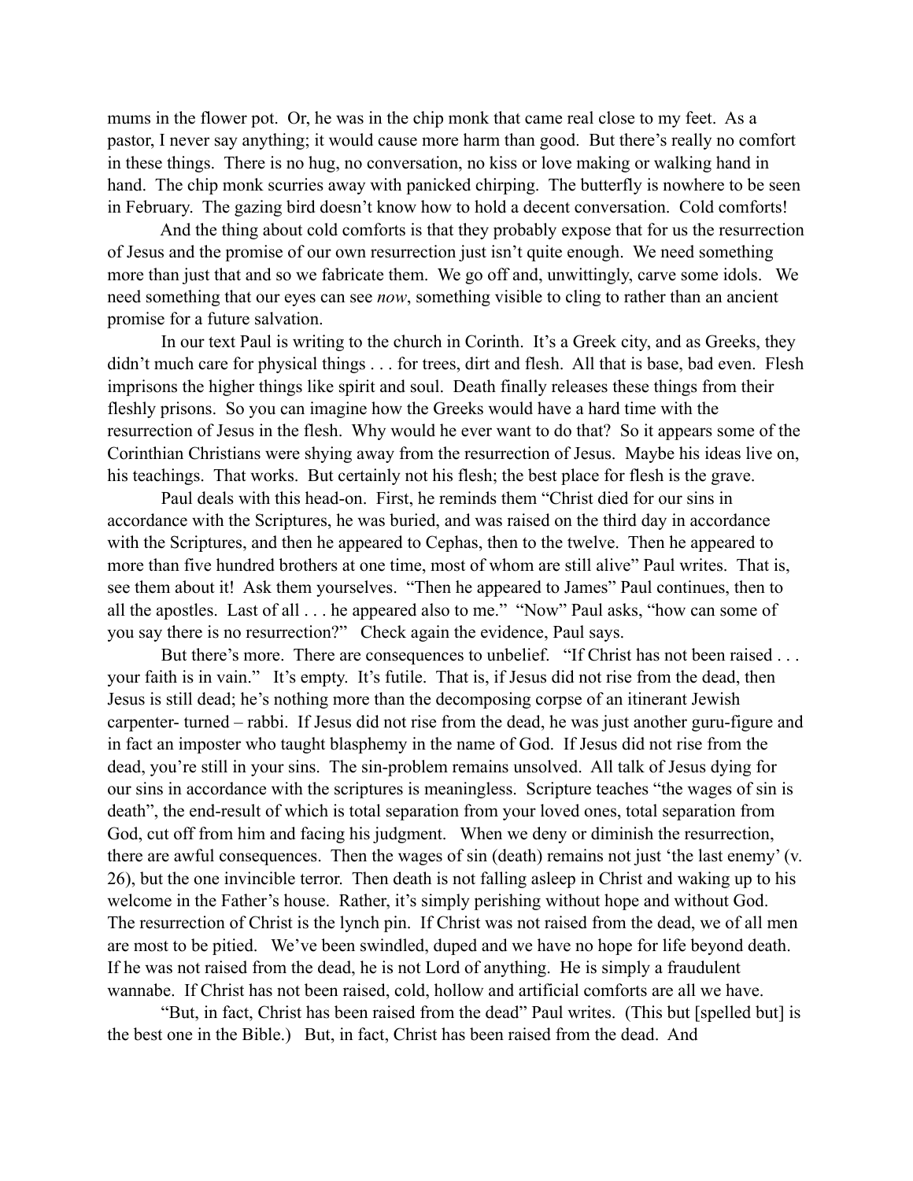mums in the flower pot. Or, he was in the chip monk that came real close to my feet. As a pastor, I never say anything; it would cause more harm than good. But there's really no comfort in these things. There is no hug, no conversation, no kiss or love making or walking hand in hand. The chip monk scurries away with panicked chirping. The butterfly is nowhere to be seen in February. The gazing bird doesn't know how to hold a decent conversation. Cold comforts!

And the thing about cold comforts is that they probably expose that for us the resurrection of Jesus and the promise of our own resurrection just isn't quite enough. We need something more than just that and so we fabricate them. We go off and, unwittingly, carve some idols. We need something that our eyes can see *now*, something visible to cling to rather than an ancient promise for a future salvation.

In our text Paul is writing to the church in Corinth. It's a Greek city, and as Greeks, they didn't much care for physical things . . . for trees, dirt and flesh. All that is base, bad even. Flesh imprisons the higher things like spirit and soul. Death finally releases these things from their fleshly prisons. So you can imagine how the Greeks would have a hard time with the resurrection of Jesus in the flesh. Why would he ever want to do that? So it appears some of the Corinthian Christians were shying away from the resurrection of Jesus. Maybe his ideas live on, his teachings. That works. But certainly not his flesh; the best place for flesh is the grave.

Paul deals with this head-on. First, he reminds them "Christ died for our sins in accordance with the Scriptures, he was buried, and was raised on the third day in accordance with the Scriptures, and then he appeared to Cephas, then to the twelve. Then he appeared to more than five hundred brothers at one time, most of whom are still alive" Paul writes. That is, see them about it! Ask them yourselves. "Then he appeared to James" Paul continues, then to all the apostles. Last of all . . . he appeared also to me." "Now" Paul asks, "how can some of you say there is no resurrection?" Check again the evidence, Paul says.

But there's more. There are consequences to unbelief. "If Christ has not been raised . . . your faith is in vain." It's empty. It's futile. That is, if Jesus did not rise from the dead, then Jesus is still dead; he's nothing more than the decomposing corpse of an itinerant Jewish carpenter- turned – rabbi. If Jesus did not rise from the dead, he was just another guru-figure and in fact an imposter who taught blasphemy in the name of God. If Jesus did not rise from the dead, you're still in your sins. The sin-problem remains unsolved. All talk of Jesus dying for our sins in accordance with the scriptures is meaningless. Scripture teaches "the wages of sin is death", the end-result of which is total separation from your loved ones, total separation from God, cut off from him and facing his judgment. When we deny or diminish the resurrection, there are awful consequences. Then the wages of sin (death) remains not just 'the last enemy' (v. 26), but the one invincible terror. Then death is not falling asleep in Christ and waking up to his welcome in the Father's house. Rather, it's simply perishing without hope and without God. The resurrection of Christ is the lynch pin. If Christ was not raised from the dead, we of all men are most to be pitied. We've been swindled, duped and we have no hope for life beyond death. If he was not raised from the dead, he is not Lord of anything. He is simply a fraudulent wannabe. If Christ has not been raised, cold, hollow and artificial comforts are all we have.

"But, in fact, Christ has been raised from the dead" Paul writes. (This but [spelled but] is the best one in the Bible.) But, in fact, Christ has been raised from the dead. And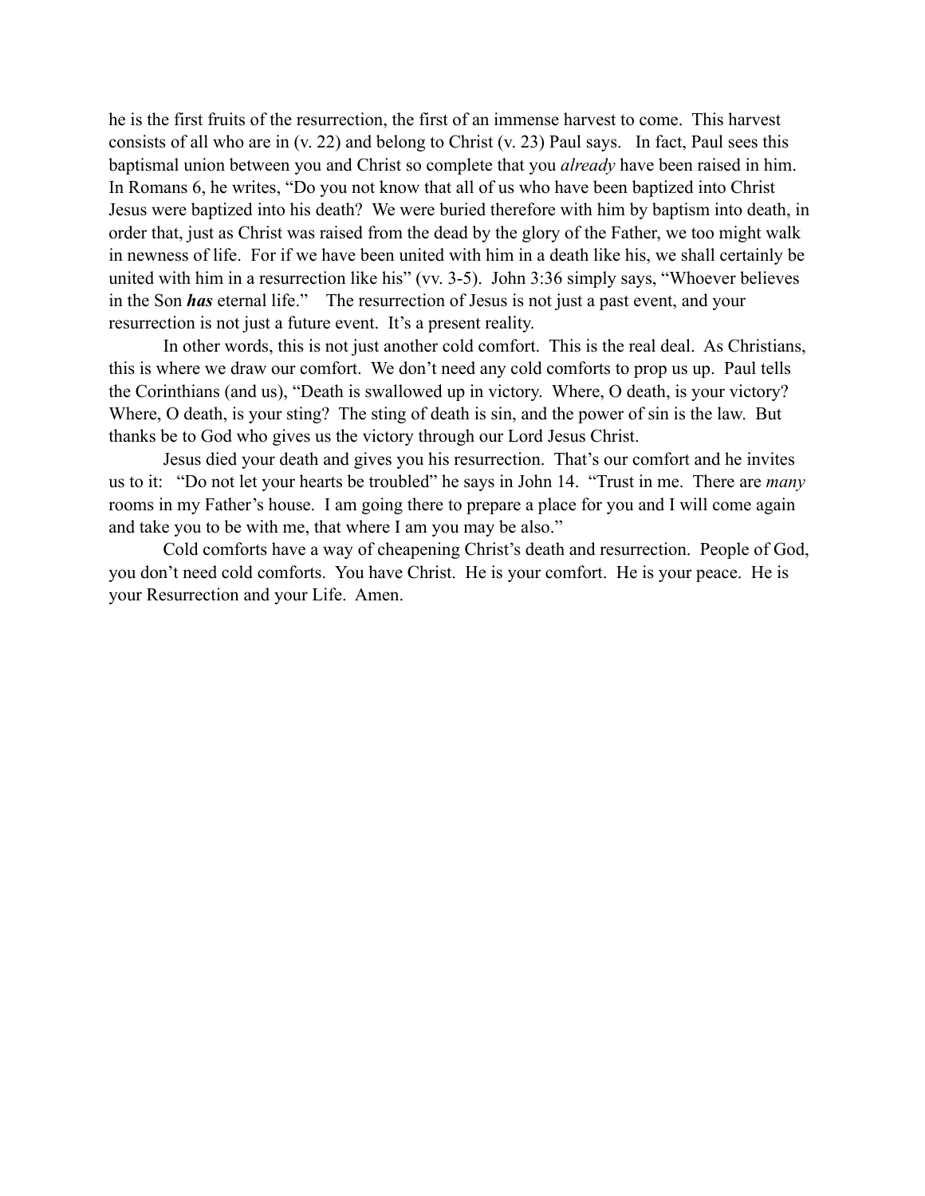he is the first fruits of the resurrection, the first of an immense harvest to come. This harvest consists of all who are in (v. 22) and belong to Christ (v. 23) Paul says. In fact, Paul sees this baptismal union between you and Christ so complete that you *already* have been raised in him. In Romans 6, he writes, "Do you not know that all of us who have been baptized into Christ Jesus were baptized into his death? We were buried therefore with him by baptism into death, in order that, just as Christ was raised from the dead by the glory of the Father, we too might walk in newness of life. For if we have been united with him in a death like his, we shall certainly be united with him in a resurrection like his" (vv. 3-5). John 3:36 simply says, "Whoever believes in the Son ***has*** eternal life." The resurrection of Jesus is not just a past event, and your resurrection is not just a future event. It's a present reality.

In other words, this is not just another cold comfort. This is the real deal. As Christians, this is where we draw our comfort. We don't need any cold comforts to prop us up. Paul tells the Corinthians (and us), "Death is swallowed up in victory. Where, O death, is your victory? Where, O death, is your sting? The sting of death is sin, and the power of sin is the law. But thanks be to God who gives us the victory through our Lord Jesus Christ.

Jesus died your death and gives you his resurrection. That's our comfort and he invites us to it: "Do not let your hearts be troubled" he says in John 14. "Trust in me. There are *many* rooms in my Father's house. I am going there to prepare a place for you and I will come again and take you to be with me, that where I am you may be also."

Cold comforts have a way of cheapening Christ's death and resurrection. People of God, you don't need cold comforts. You have Christ. He is your comfort. He is your peace. He is your Resurrection and your Life. Amen.